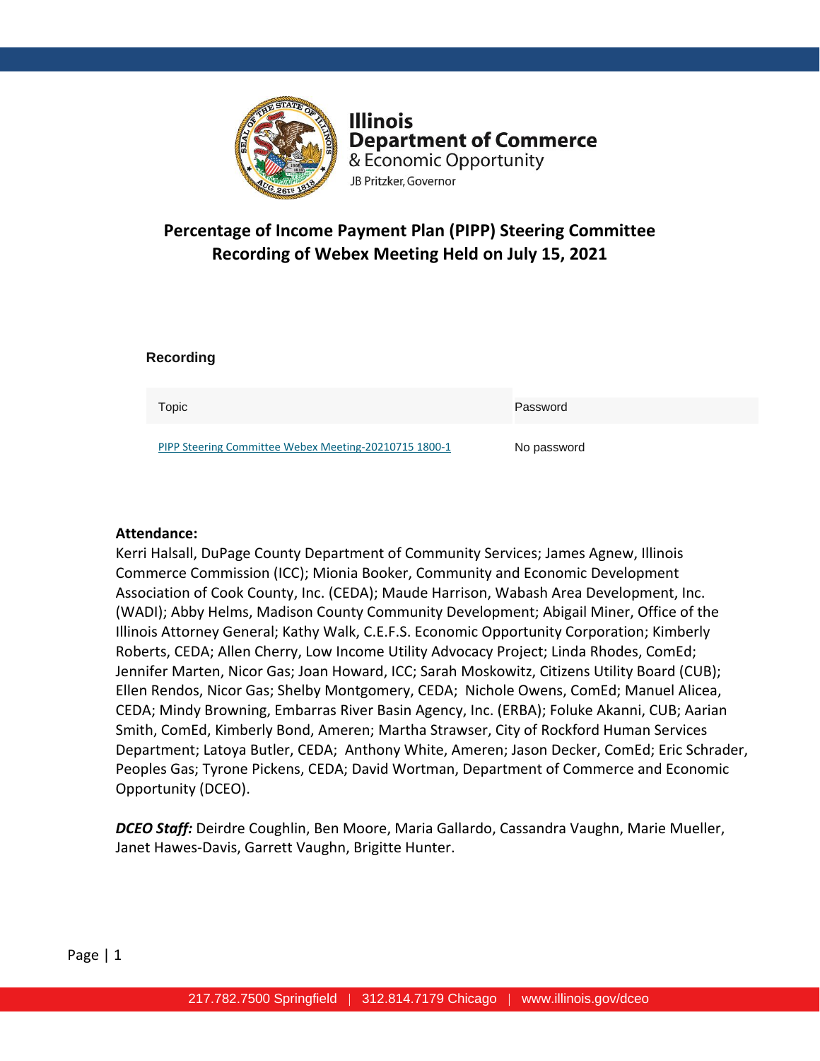**Illinois Department of Commerce & Economic Opportunity**
JB Pritzker, Governor

# Percentage of Income Payment Plan (PIPP) Steering Committee Recording of Webex Meeting Held on July 15, 2021

### Recording

| Topic | Password |
| --- | --- |
| PIPP Steering Committee Webex Meeting-20210715 1800-1 | No password |

**Attendance:**
Kerri Halsall, DuPage County Department of Community Services; James Agnew, Illinois Commerce Commission (ICC); Mionia Booker, Community and Economic Development Association of Cook County, Inc. (CEDA); Maude Harrison, Wabash Area Development, Inc. (WADI); Abby Helms, Madison County Community Development; Abigail Miner, Office of the Illinois Attorney General; Kathy Walk, C.E.F.S. Economic Opportunity Corporation; Kimberly Roberts, CEDA; Allen Cherry, Low Income Utility Advocacy Project; Linda Rhodes, ComEd; Jennifer Marten, Nicor Gas; Joan Howard, ICC; Sarah Moskowitz, Citizens Utility Board (CUB); Ellen Rendos, Nicor Gas; Shelby Montgomery, CEDA; Nichole Owens, ComEd; Manuel Alicea, CEDA; Mindy Browning, Embarras River Basin Agency, Inc. (ERBA); Foluke Akanni, CUB; Aarian Smith, ComEd, Kimberly Bond, Ameren; Martha Strawser, City of Rockford Human Services Department; Latoya Butler, CEDA; Anthony White, Ameren; Jason Decker, ComEd; Eric Schrader, Peoples Gas; Tyrone Pickens, CEDA; David Wortman, Department of Commerce and Economic Opportunity (DCEO).

***DCEO Staff:*** Deirdre Coughlin, Ben Moore, Maria Gallardo, Cassandra Vaughn, Marie Mueller, Janet Hawes-Davis, Garrett Vaughn, Brigitte Hunter.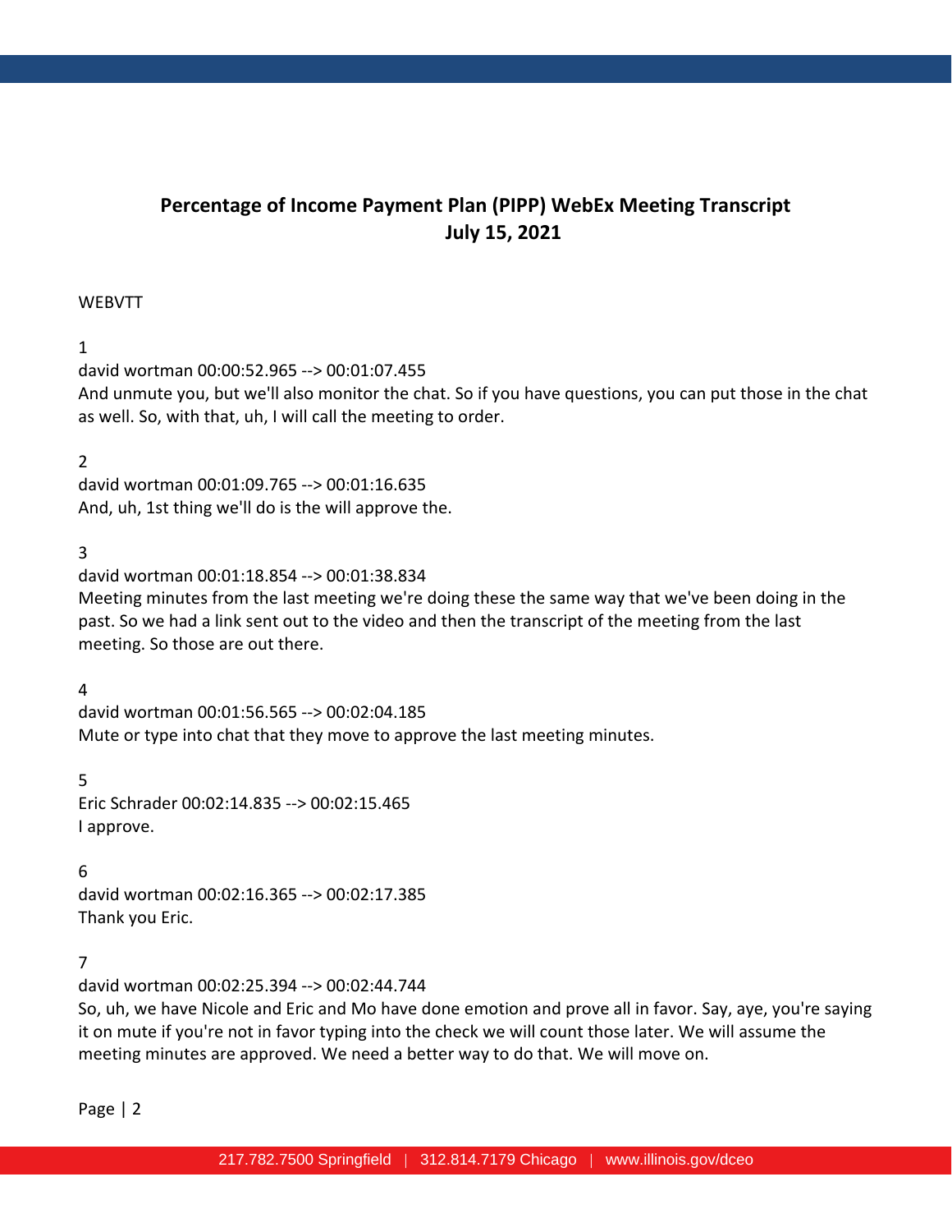## Percentage of Income Payment Plan (PIPP) WebEx Meeting Transcript
## July 15, 2021

WEBVTT

1

david wortman 00:00:52.965 --> 00:01:07.455

And unmute you, but we'll also monitor the chat. So if you have questions, you can put those in the chat as well. So, with that, uh, I will call the meeting to order.

2

david wortman 00:01:09.765 --> 00:01:16.635

And, uh, 1st thing we'll do is the will approve the.

3

david wortman 00:01:18.854 --> 00:01:38.834

Meeting minutes from the last meeting we're doing these the same way that we've been doing in the past. So we had a link sent out to the video and then the transcript of the meeting from the last meeting. So those are out there.

4

david wortman 00:01:56.565 --> 00:02:04.185

Mute or type into chat that they move to approve the last meeting minutes.

5

Eric Schrader 00:02:14.835 --> 00:02:15.465

I approve.

6

david wortman 00:02:16.365 --> 00:02:17.385

Thank you Eric.

7

david wortman 00:02:25.394 --> 00:02:44.744

So, uh, we have Nicole and Eric and Mo have done emotion and prove all in favor. Say, aye, you're saying it on mute if you're not in favor typing into the check we will count those later. We will assume the meeting minutes are approved. We need a better way to do that. We will move on.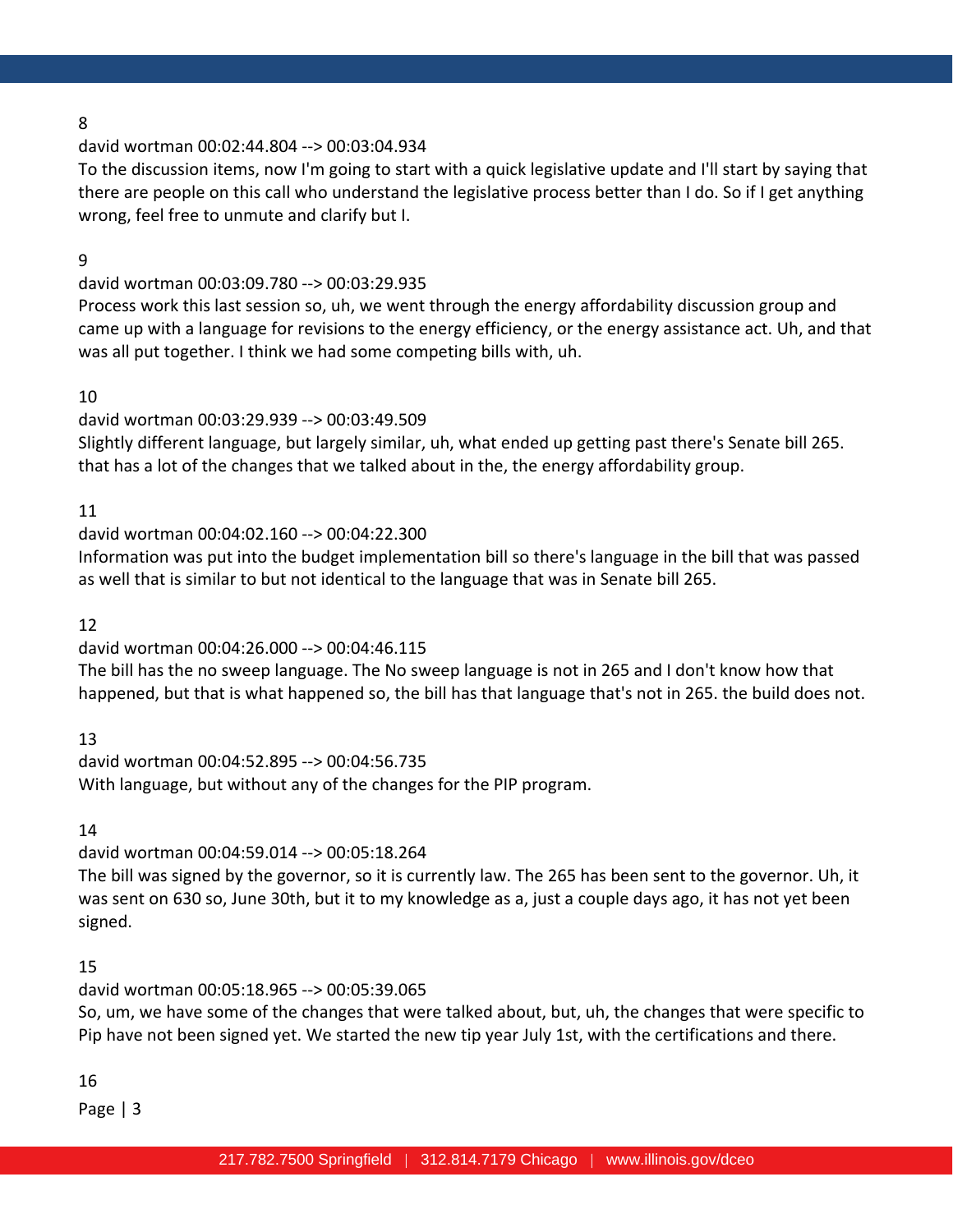8

david wortman 00:02:44.804 --> 00:03:04.934

To the discussion items, now I'm going to start with a quick legislative update and I'll start by saying that there are people on this call who understand the legislative process better than I do. So if I get anything wrong, feel free to unmute and clarify but I.

9

david wortman 00:03:09.780 --> 00:03:29.935

Process work this last session so, uh, we went through the energy affordability discussion group and came up with a language for revisions to the energy efficiency, or the energy assistance act. Uh, and that was all put together. I think we had some competing bills with, uh.

10

david wortman 00:03:29.939 --> 00:03:49.509

Slightly different language, but largely similar, uh, what ended up getting past there's Senate bill 265. that has a lot of the changes that we talked about in the, the energy affordability group.

11

david wortman 00:04:02.160 --> 00:04:22.300

Information was put into the budget implementation bill so there's language in the bill that was passed as well that is similar to but not identical to the language that was in Senate bill 265.

12

david wortman 00:04:26.000 --> 00:04:46.115

The bill has the no sweep language. The No sweep language is not in 265 and I don't know how that happened, but that is what happened so, the bill has that language that's not in 265. the build does not.

13

david wortman 00:04:52.895 --> 00:04:56.735

With language, but without any of the changes for the PIP program.

14

david wortman 00:04:59.014 --> 00:05:18.264

The bill was signed by the governor, so it is currently law. The 265 has been sent to the governor. Uh, it was sent on 630 so, June 30th, but it to my knowledge as a, just a couple days ago, it has not yet been signed.

15

david wortman 00:05:18.965 --> 00:05:39.065

So, um, we have some of the changes that were talked about, but, uh, the changes that were specific to Pip have not been signed yet. We started the new tip year July 1st, with the certifications and there.

16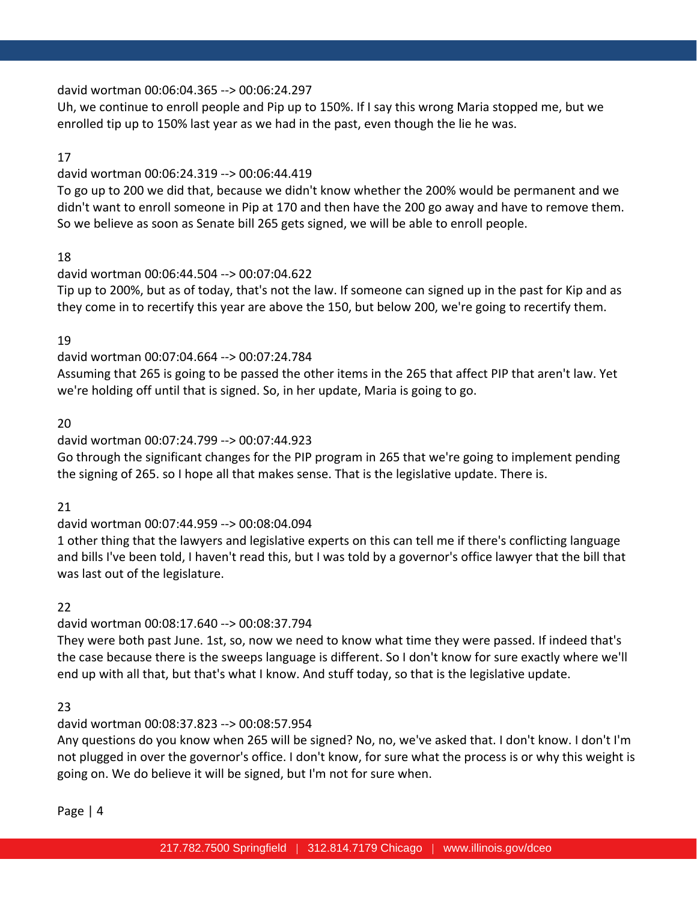david wortman 00:06:04.365 --> 00:06:24.297
Uh, we continue to enroll people and Pip up to 150%. If I say this wrong Maria stopped me, but we enrolled tip up to 150% last year as we had in the past, even though the lie he was.

17

david wortman 00:06:24.319 --> 00:06:44.419
To go up to 200 we did that, because we didn't know whether the 200% would be permanent and we didn't want to enroll someone in Pip at 170 and then have the 200 go away and have to remove them. So we believe as soon as Senate bill 265 gets signed, we will be able to enroll people.

18

david wortman 00:06:44.504 --> 00:07:04.622
Tip up to 200%, but as of today, that's not the law. If someone can signed up in the past for Kip and as they come in to recertify this year are above the 150, but below 200, we're going to recertify them.

19

david wortman 00:07:04.664 --> 00:07:24.784
Assuming that 265 is going to be passed the other items in the 265 that affect PIP that aren't law. Yet we're holding off until that is signed. So, in her update, Maria is going to go.

20

david wortman 00:07:24.799 --> 00:07:44.923
Go through the significant changes for the PIP program in 265 that we're going to implement pending the signing of 265. so I hope all that makes sense. That is the legislative update. There is.

21

david wortman 00:07:44.959 --> 00:08:04.094
1 other thing that the lawyers and legislative experts on this can tell me if there's conflicting language and bills I've been told, I haven't read this, but I was told by a governor's office lawyer that the bill that was last out of the legislature.

22

david wortman 00:08:17.640 --> 00:08:37.794
They were both past June. 1st, so, now we need to know what time they were passed. If indeed that's the case because there is the sweeps language is different. So I don't know for sure exactly where we'll end up with all that, but that's what I know. And stuff today, so that is the legislative update.

23

david wortman 00:08:37.823 --> 00:08:57.954
Any questions do you know when 265 will be signed? No, no, we've asked that. I don't know. I don't I'm not plugged in over the governor's office. I don't know, for sure what the process is or why this weight is going on. We do believe it will be signed, but I'm not for sure when.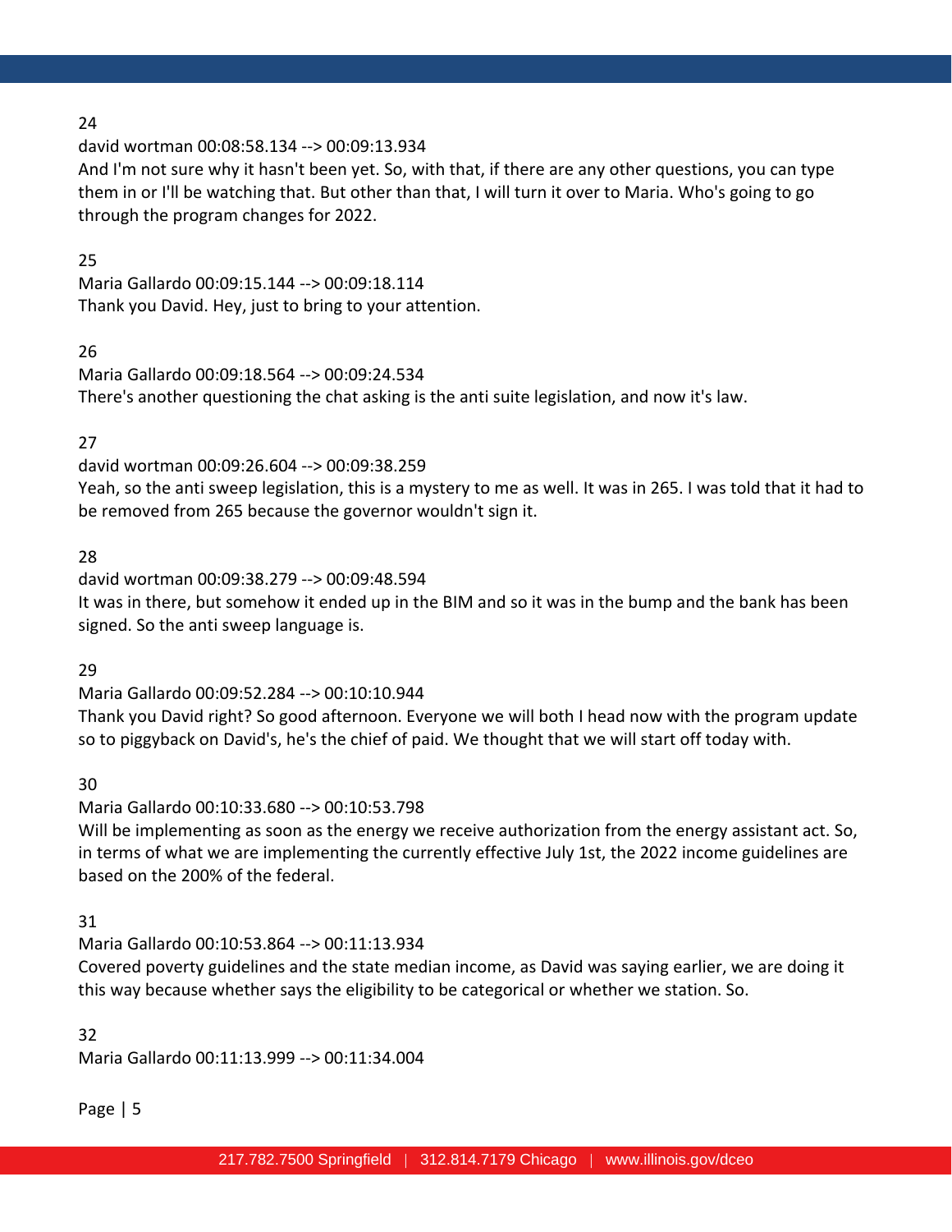24

david wortman 00:08:58.134 --> 00:09:13.934

And I'm not sure why it hasn't been yet. So, with that, if there are any other questions, you can type them in or I'll be watching that. But other than that, I will turn it over to Maria. Who's going to go through the program changes for 2022.

25

Maria Gallardo 00:09:15.144 --> 00:09:18.114

Thank you David. Hey, just to bring to your attention.

26

Maria Gallardo 00:09:18.564 --> 00:09:24.534

There's another questioning the chat asking is the anti suite legislation, and now it's law.

27

david wortman 00:09:26.604 --> 00:09:38.259

Yeah, so the anti sweep legislation, this is a mystery to me as well. It was in 265. I was told that it had to be removed from 265 because the governor wouldn't sign it.

28

david wortman 00:09:38.279 --> 00:09:48.594

It was in there, but somehow it ended up in the BIM and so it was in the bump and the bank has been signed. So the anti sweep language is.

29

Maria Gallardo 00:09:52.284 --> 00:10:10.944

Thank you David right? So good afternoon. Everyone we will both I head now with the program update so to piggyback on David's, he's the chief of paid. We thought that we will start off today with.

30

Maria Gallardo 00:10:33.680 --> 00:10:53.798

Will be implementing as soon as the energy we receive authorization from the energy assistant act. So, in terms of what we are implementing the currently effective July 1st, the 2022 income guidelines are based on the 200% of the federal.

31

Maria Gallardo 00:10:53.864 --> 00:11:13.934

Covered poverty guidelines and the state median income, as David was saying earlier, we are doing it this way because whether says the eligibility to be categorical or whether we station. So.

32

Maria Gallardo 00:11:13.999 --> 00:11:34.004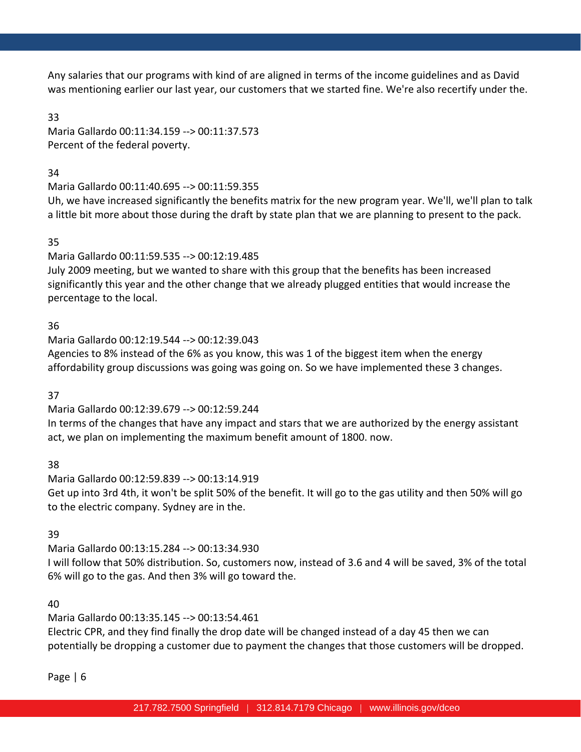Any salaries that our programs with kind of are aligned in terms of the income guidelines and as David was mentioning earlier our last year, our customers that we started fine. We're also recertify under the.

33

Maria Gallardo 00:11:34.159 --> 00:11:37.573

Percent of the federal poverty.

34

Maria Gallardo 00:11:40.695 --> 00:11:59.355

Uh, we have increased significantly the benefits matrix for the new program year. We'll, we'll plan to talk a little bit more about those during the draft by state plan that we are planning to present to the pack.

35

Maria Gallardo 00:11:59.535 --> 00:12:19.485

July 2009 meeting, but we wanted to share with this group that the benefits has been increased significantly this year and the other change that we already plugged entities that would increase the percentage to the local.

36

Maria Gallardo 00:12:19.544 --> 00:12:39.043

Agencies to 8% instead of the 6% as you know, this was 1 of the biggest item when the energy affordability group discussions was going was going on. So we have implemented these 3 changes.

37

Maria Gallardo 00:12:39.679 --> 00:12:59.244

In terms of the changes that have any impact and stars that we are authorized by the energy assistant act, we plan on implementing the maximum benefit amount of 1800. now.

38

Maria Gallardo 00:12:59.839 --> 00:13:14.919

Get up into 3rd 4th, it won't be split 50% of the benefit. It will go to the gas utility and then 50% will go to the electric company. Sydney are in the.

39

Maria Gallardo 00:13:15.284 --> 00:13:34.930

I will follow that 50% distribution. So, customers now, instead of 3.6 and 4 will be saved, 3% of the total 6% will go to the gas. And then 3% will go toward the.

40

Maria Gallardo 00:13:35.145 --> 00:13:54.461

Electric CPR, and they find finally the drop date will be changed instead of a day 45 then we can potentially be dropping a customer due to payment the changes that those customers will be dropped.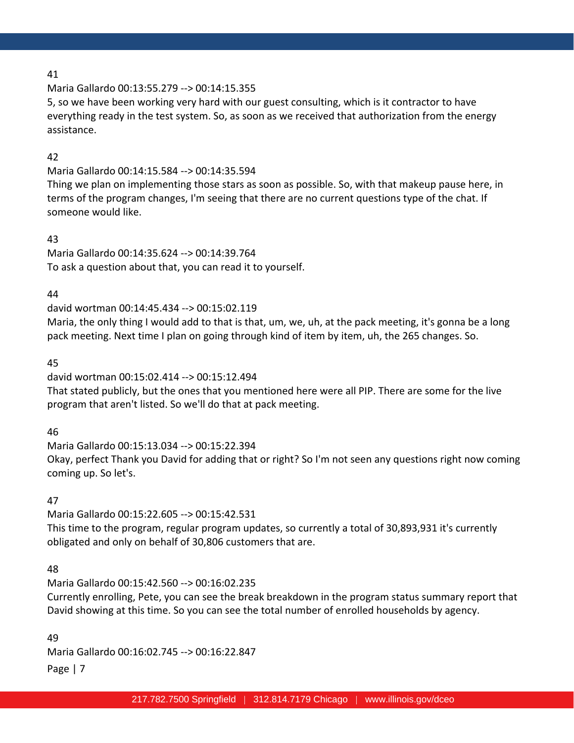41

Maria Gallardo 00:13:55.279 --> 00:14:15.355

5, so we have been working very hard with our guest consulting, which is it contractor to have everything ready in the test system. So, as soon as we received that authorization from the energy assistance.

42

Maria Gallardo 00:14:15.584 --> 00:14:35.594

Thing we plan on implementing those stars as soon as possible. So, with that makeup pause here, in terms of the program changes, I'm seeing that there are no current questions type of the chat. If someone would like.

43

Maria Gallardo 00:14:35.624 --> 00:14:39.764

To ask a question about that, you can read it to yourself.

44

david wortman 00:14:45.434 --> 00:15:02.119

Maria, the only thing I would add to that is that, um, we, uh, at the pack meeting, it's gonna be a long pack meeting. Next time I plan on going through kind of item by item, uh, the 265 changes. So.

45

david wortman 00:15:02.414 --> 00:15:12.494

That stated publicly, but the ones that you mentioned here were all PIP. There are some for the live program that aren't listed. So we'll do that at pack meeting.

46

Maria Gallardo 00:15:13.034 --> 00:15:22.394

Okay, perfect Thank you David for adding that or right? So I'm not seen any questions right now coming coming up. So let's.

47

Maria Gallardo 00:15:22.605 --> 00:15:42.531

This time to the program, regular program updates, so currently a total of 30,893,931 it's currently obligated and only on behalf of 30,806 customers that are.

48

Maria Gallardo 00:15:42.560 --> 00:16:02.235

Currently enrolling, Pete, you can see the break breakdown in the program status summary report that David showing at this time. So you can see the total number of enrolled households by agency.

49

Maria Gallardo 00:16:02.745 --> 00:16:22.847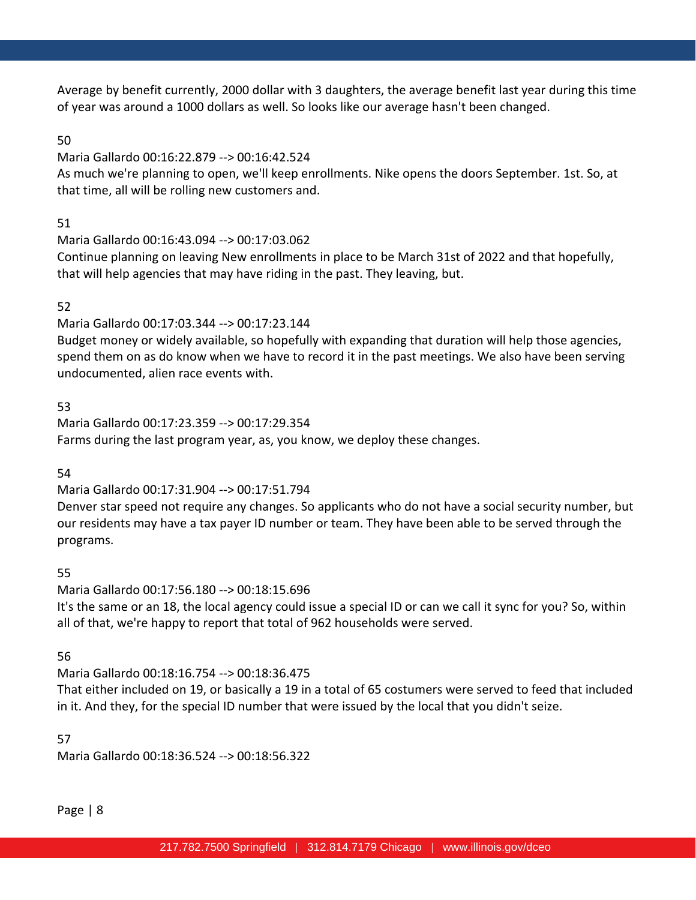Average by benefit currently, 2000 dollar with 3 daughters, the average benefit last year during this time of year was around a 1000 dollars as well. So looks like our average hasn't been changed.

50

Maria Gallardo 00:16:22.879 --> 00:16:42.524

As much we're planning to open, we'll keep enrollments. Nike opens the doors September. 1st. So, at that time, all will be rolling new customers and.

51

Maria Gallardo 00:16:43.094 --> 00:17:03.062

Continue planning on leaving New enrollments in place to be March 31st of 2022 and that hopefully, that will help agencies that may have riding in the past. They leaving, but.

52

Maria Gallardo 00:17:03.344 --> 00:17:23.144

Budget money or widely available, so hopefully with expanding that duration will help those agencies, spend them on as do know when we have to record it in the past meetings. We also have been serving undocumented, alien race events with.

53

Maria Gallardo 00:17:23.359 --> 00:17:29.354

Farms during the last program year, as, you know, we deploy these changes.

54

Maria Gallardo 00:17:31.904 --> 00:17:51.794

Denver star speed not require any changes. So applicants who do not have a social security number, but our residents may have a tax payer ID number or team. They have been able to be served through the programs.

55

Maria Gallardo 00:17:56.180 --> 00:18:15.696

It's the same or an 18, the local agency could issue a special ID or can we call it sync for you? So, within all of that, we're happy to report that total of 962 households were served.

56

Maria Gallardo 00:18:16.754 --> 00:18:36.475

That either included on 19, or basically a 19 in a total of 65 costumers were served to feed that included in it. And they, for the special ID number that were issued by the local that you didn't seize.

57

Maria Gallardo 00:18:36.524 --> 00:18:56.322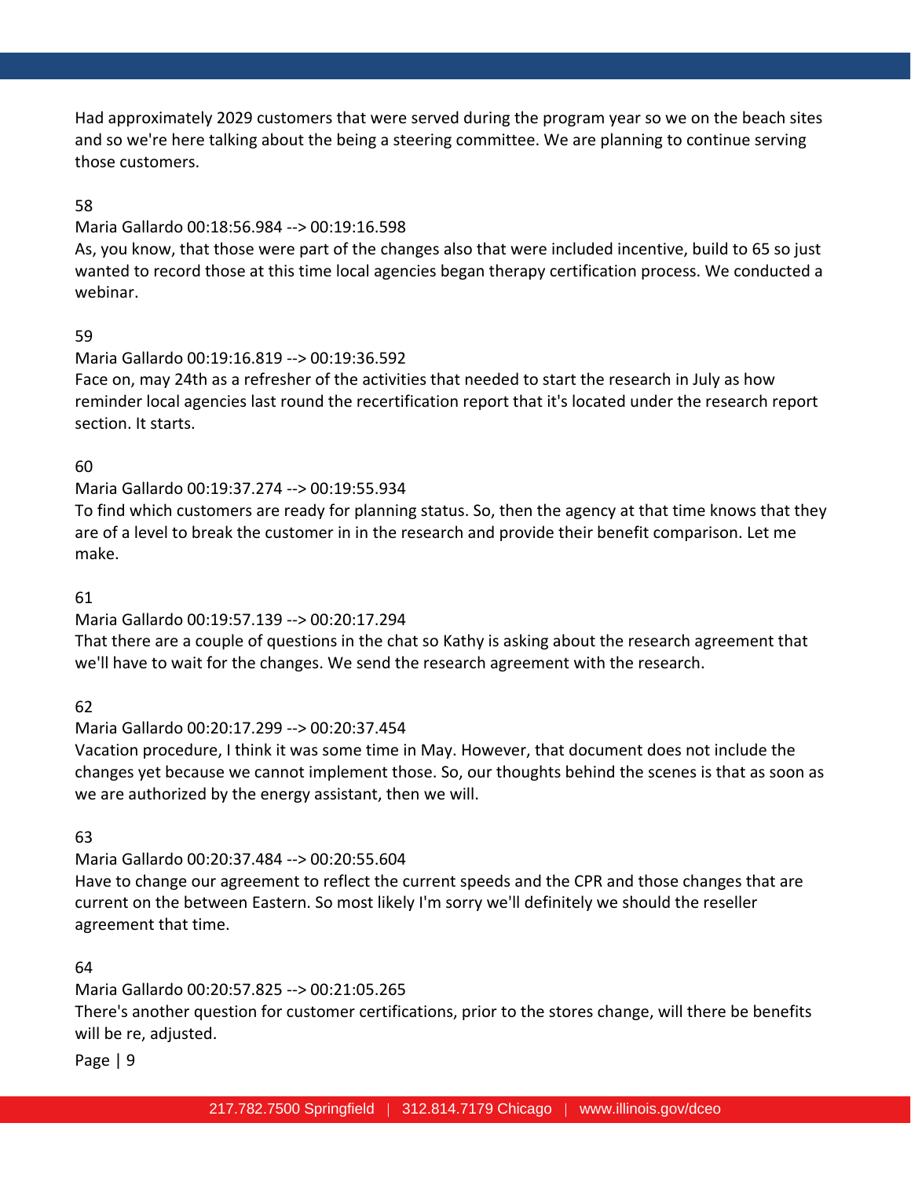Had approximately 2029 customers that were served during the program year so we on the beach sites and so we're here talking about the being a steering committee. We are planning to continue serving those customers.

58

Maria Gallardo 00:18:56.984 --> 00:19:16.598

As, you know, that those were part of the changes also that were included incentive, build to 65 so just wanted to record those at this time local agencies began therapy certification process. We conducted a webinar.

59

Maria Gallardo 00:19:16.819 --> 00:19:36.592

Face on, may 24th as a refresher of the activities that needed to start the research in July as how reminder local agencies last round the recertification report that it's located under the research report section. It starts.

60

Maria Gallardo 00:19:37.274 --> 00:19:55.934

To find which customers are ready for planning status. So, then the agency at that time knows that they are of a level to break the customer in in the research and provide their benefit comparison. Let me make.

61

Maria Gallardo 00:19:57.139 --> 00:20:17.294

That there are a couple of questions in the chat so Kathy is asking about the research agreement that we'll have to wait for the changes. We send the research agreement with the research.

62

Maria Gallardo 00:20:17.299 --> 00:20:37.454

Vacation procedure, I think it was some time in May. However, that document does not include the changes yet because we cannot implement those. So, our thoughts behind the scenes is that as soon as we are authorized by the energy assistant, then we will.

63

Maria Gallardo 00:20:37.484 --> 00:20:55.604

Have to change our agreement to reflect the current speeds and the CPR and those changes that are current on the between Eastern. So most likely I'm sorry we'll definitely we should the reseller agreement that time.

64

Maria Gallardo 00:20:57.825 --> 00:21:05.265

There's another question for customer certifications, prior to the stores change, will there be benefits will be re, adjusted.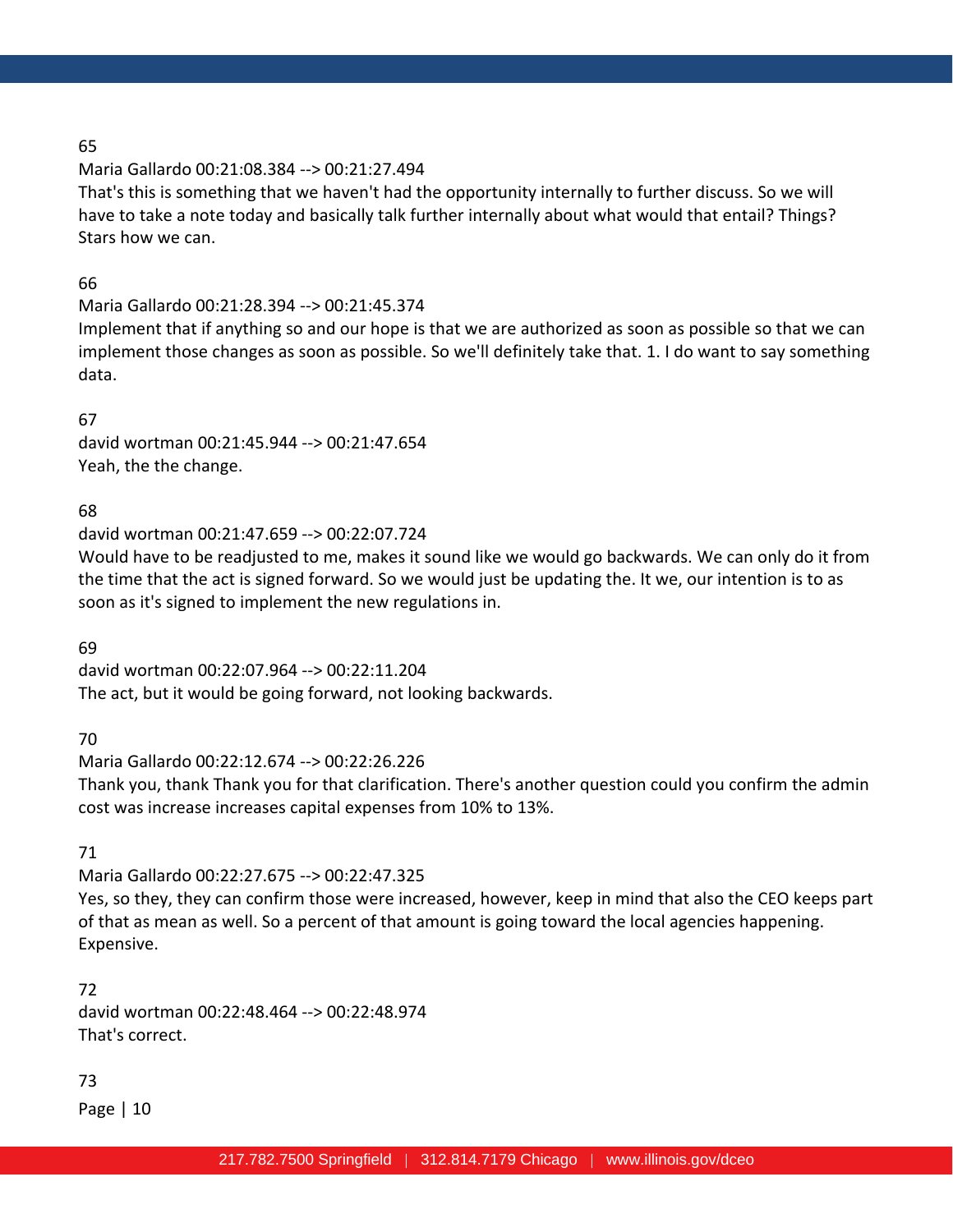65

Maria Gallardo 00:21:08.384 --> 00:21:27.494

That's this is something that we haven't had the opportunity internally to further discuss. So we will have to take a note today and basically talk further internally about what would that entail? Things? Stars how we can.

66

Maria Gallardo 00:21:28.394 --> 00:21:45.374

Implement that if anything so and our hope is that we are authorized as soon as possible so that we can implement those changes as soon as possible. So we'll definitely take that. 1. I do want to say something data.

67

david wortman 00:21:45.944 --> 00:21:47.654

Yeah, the the change.

68

david wortman 00:21:47.659 --> 00:22:07.724

Would have to be readjusted to me, makes it sound like we would go backwards. We can only do it from the time that the act is signed forward. So we would just be updating the. It we, our intention is to as soon as it's signed to implement the new regulations in.

69

david wortman 00:22:07.964 --> 00:22:11.204

The act, but it would be going forward, not looking backwards.

70

Maria Gallardo 00:22:12.674 --> 00:22:26.226

Thank you, thank Thank you for that clarification. There's another question could you confirm the admin cost was increase increases capital expenses from 10% to 13%.

71

Maria Gallardo 00:22:27.675 --> 00:22:47.325

Yes, so they, they can confirm those were increased, however, keep in mind that also the CEO keeps part of that as mean as well. So a percent of that amount is going toward the local agencies happening. Expensive.

72

david wortman 00:22:48.464 --> 00:22:48.974

That's correct.

73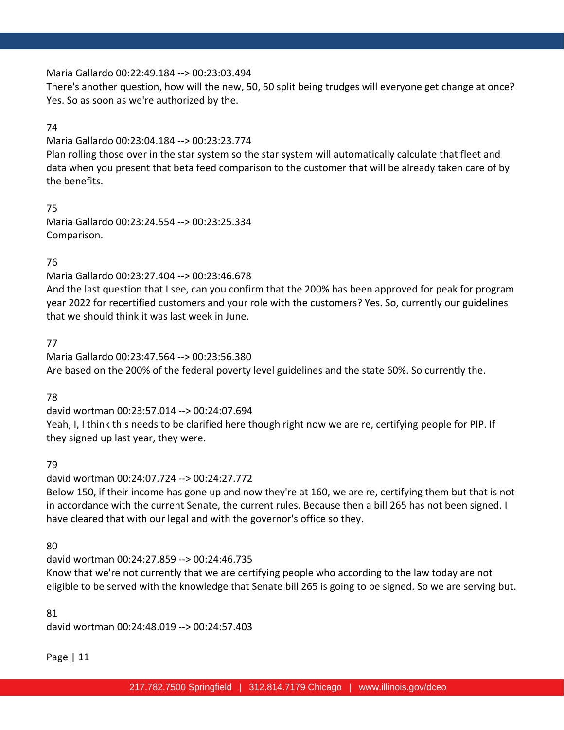Maria Gallardo 00:22:49.184 --> 00:23:03.494
There's another question, how will the new, 50, 50 split being trudges will everyone get change at once? Yes. So as soon as we're authorized by the.

74
Maria Gallardo 00:23:04.184 --> 00:23:23.774
Plan rolling those over in the star system so the star system will automatically calculate that fleet and data when you present that beta feed comparison to the customer that will be already taken care of by the benefits.

75
Maria Gallardo 00:23:24.554 --> 00:23:25.334
Comparison.

76
Maria Gallardo 00:23:27.404 --> 00:23:46.678
And the last question that I see, can you confirm that the 200% has been approved for peak for program year 2022 for recertified customers and your role with the customers? Yes. So, currently our guidelines that we should think it was last week in June.

77
Maria Gallardo 00:23:47.564 --> 00:23:56.380
Are based on the 200% of the federal poverty level guidelines and the state 60%. So currently the.

78
david wortman 00:23:57.014 --> 00:24:07.694
Yeah, I, I think this needs to be clarified here though right now we are re, certifying people for PIP. If they signed up last year, they were.

79
david wortman 00:24:07.724 --> 00:24:27.772
Below 150, if their income has gone up and now they're at 160, we are re, certifying them but that is not in accordance with the current Senate, the current rules. Because then a bill 265 has not been signed. I have cleared that with our legal and with the governor's office so they.

80
david wortman 00:24:27.859 --> 00:24:46.735
Know that we're not currently that we are certifying people who according to the law today are not eligible to be served with the knowledge that Senate bill 265 is going to be signed. So we are serving but.

81
david wortman 00:24:48.019 --> 00:24:57.403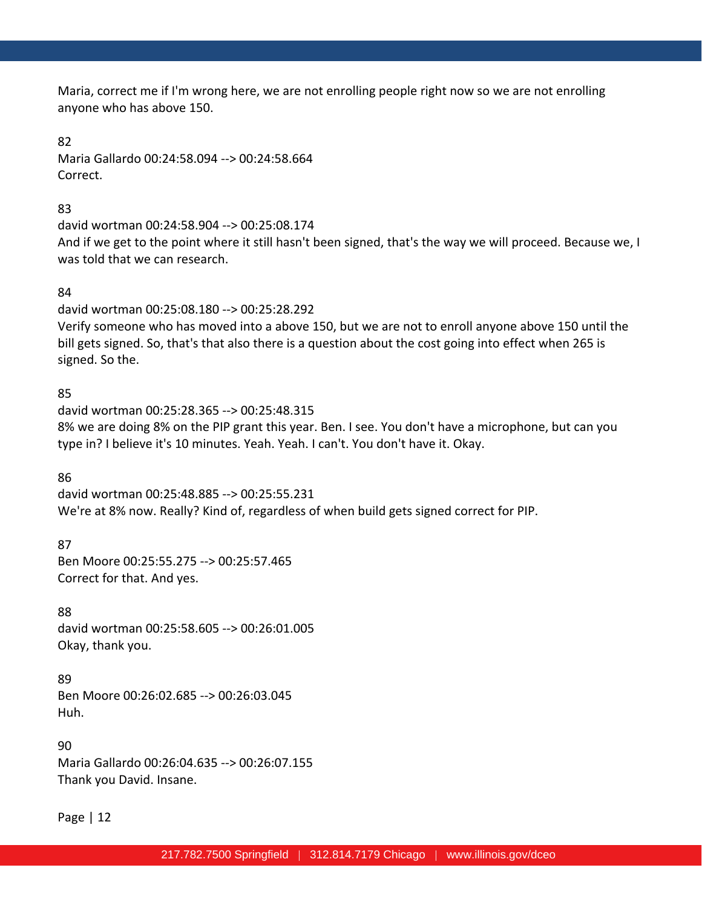Maria, correct me if I'm wrong here, we are not enrolling people right now so we are not enrolling anyone who has above 150.

82
Maria Gallardo 00:24:58.094 --> 00:24:58.664
Correct.

83
david wortman 00:24:58.904 --> 00:25:08.174
And if we get to the point where it still hasn't been signed, that's the way we will proceed. Because we, I was told that we can research.

84
david wortman 00:25:08.180 --> 00:25:28.292
Verify someone who has moved into a above 150, but we are not to enroll anyone above 150 until the bill gets signed. So, that's that also there is a question about the cost going into effect when 265 is signed. So the.

85
david wortman 00:25:28.365 --> 00:25:48.315
8% we are doing 8% on the PIP grant this year. Ben. I see. You don't have a microphone, but can you type in? I believe it's 10 minutes. Yeah. Yeah. I can't. You don't have it. Okay.

86
david wortman 00:25:48.885 --> 00:25:55.231
We're at 8% now. Really? Kind of, regardless of when build gets signed correct for PIP.

87
Ben Moore 00:25:55.275 --> 00:25:57.465
Correct for that. And yes.

88
david wortman 00:25:58.605 --> 00:26:01.005
Okay, thank you.

89
Ben Moore 00:26:02.685 --> 00:26:03.045
Huh.

90
Maria Gallardo 00:26:04.635 --> 00:26:07.155
Thank you David. Insane.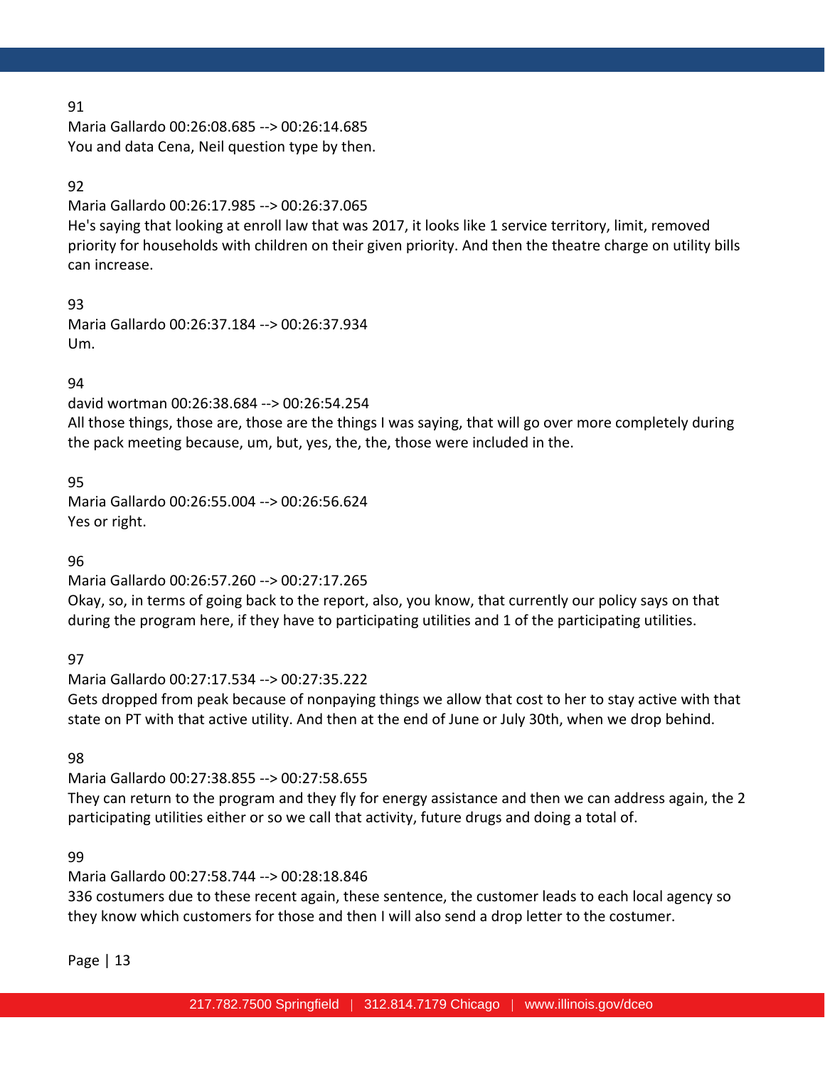91
Maria Gallardo 00:26:08.685 --> 00:26:14.685
You and data Cena, Neil question type by then.

92
Maria Gallardo 00:26:17.985 --> 00:26:37.065
He's saying that looking at enroll law that was 2017, it looks like 1 service territory, limit, removed priority for households with children on their given priority. And then the theatre charge on utility bills can increase.

93
Maria Gallardo 00:26:37.184 --> 00:26:37.934
Um.

94
david wortman 00:26:38.684 --> 00:26:54.254
All those things, those are, those are the things I was saying, that will go over more completely during the pack meeting because, um, but, yes, the, the, those were included in the.

95
Maria Gallardo 00:26:55.004 --> 00:26:56.624
Yes or right.

96
Maria Gallardo 00:26:57.260 --> 00:27:17.265
Okay, so, in terms of going back to the report, also, you know, that currently our policy says on that during the program here, if they have to participating utilities and 1 of the participating utilities.

97
Maria Gallardo 00:27:17.534 --> 00:27:35.222
Gets dropped from peak because of nonpaying things we allow that cost to her to stay active with that state on PT with that active utility. And then at the end of June or July 30th, when we drop behind.

98
Maria Gallardo 00:27:38.855 --> 00:27:58.655
They can return to the program and they fly for energy assistance and then we can address again, the 2 participating utilities either or so we call that activity, future drugs and doing a total of.

99
Maria Gallardo 00:27:58.744 --> 00:28:18.846
336 costumers due to these recent again, these sentence, the customer leads to each local agency so they know which customers for those and then I will also send a drop letter to the costumer.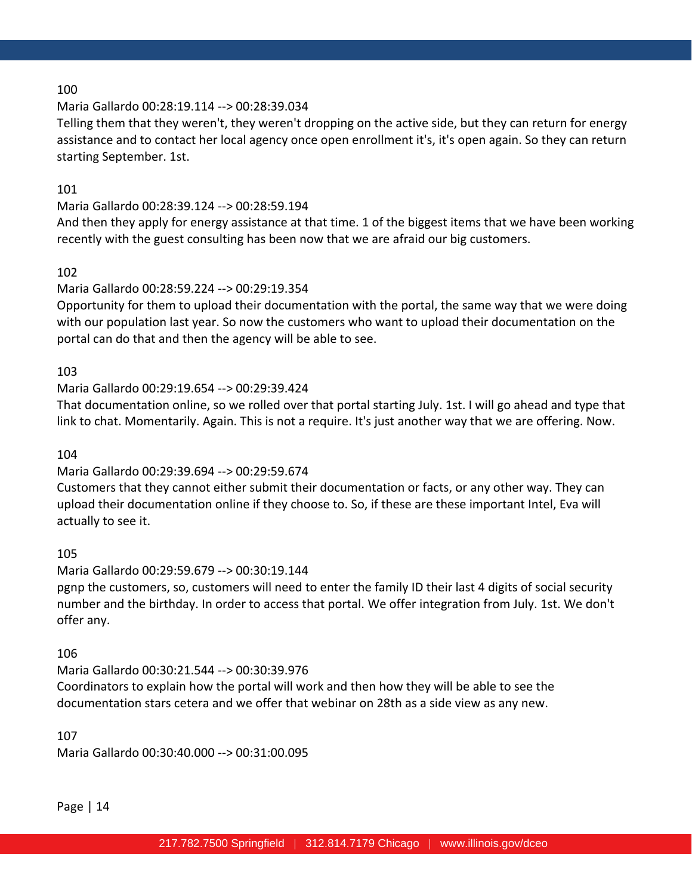100

Maria Gallardo 00:28:19.114 --> 00:28:39.034

Telling them that they weren't, they weren't dropping on the active side, but they can return for energy assistance and to contact her local agency once open enrollment it's, it's open again. So they can return starting September. 1st.

101

Maria Gallardo 00:28:39.124 --> 00:28:59.194

And then they apply for energy assistance at that time. 1 of the biggest items that we have been working recently with the guest consulting has been now that we are afraid our big customers.

102

Maria Gallardo 00:28:59.224 --> 00:29:19.354

Opportunity for them to upload their documentation with the portal, the same way that we were doing with our population last year. So now the customers who want to upload their documentation on the portal can do that and then the agency will be able to see.

103

Maria Gallardo 00:29:19.654 --> 00:29:39.424

That documentation online, so we rolled over that portal starting July. 1st. I will go ahead and type that link to chat. Momentarily. Again. This is not a require. It's just another way that we are offering. Now.

104

Maria Gallardo 00:29:39.694 --> 00:29:59.674

Customers that they cannot either submit their documentation or facts, or any other way. They can upload their documentation online if they choose to. So, if these are these important Intel, Eva will actually to see it.

105

Maria Gallardo 00:29:59.679 --> 00:30:19.144

pgnp the customers, so, customers will need to enter the family ID their last 4 digits of social security number and the birthday. In order to access that portal. We offer integration from July. 1st. We don't offer any.

106

Maria Gallardo 00:30:21.544 --> 00:30:39.976

Coordinators to explain how the portal will work and then how they will be able to see the documentation stars cetera and we offer that webinar on 28th as a side view as any new.

107

Maria Gallardo 00:30:40.000 --> 00:31:00.095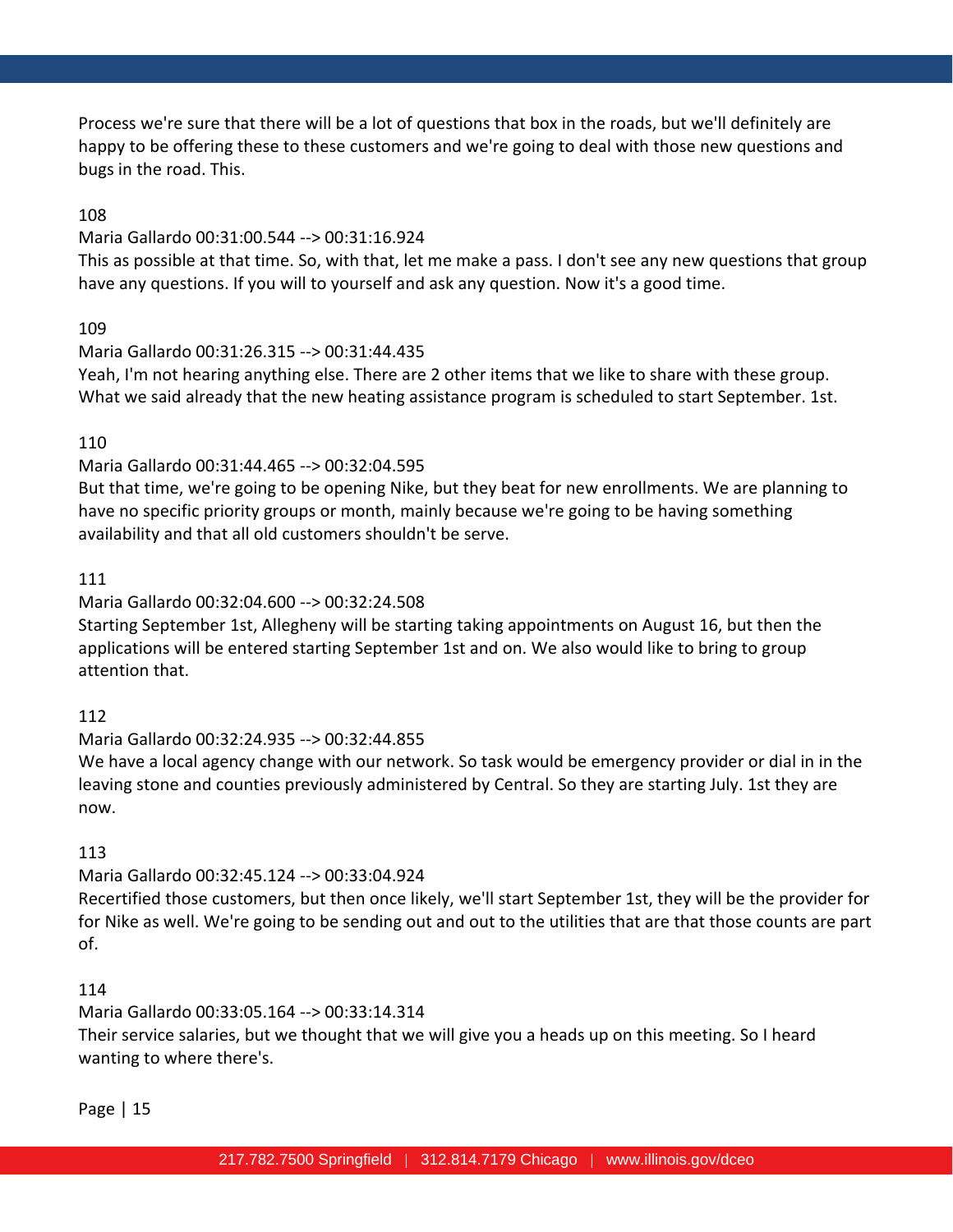Process we're sure that there will be a lot of questions that box in the roads, but we'll definitely are happy to be offering these to these customers and we're going to deal with those new questions and bugs in the road. This.

108

Maria Gallardo 00:31:00.544 --> 00:31:16.924

This as possible at that time. So, with that, let me make a pass. I don't see any new questions that group have any questions. If you will to yourself and ask any question. Now it's a good time.

109

Maria Gallardo 00:31:26.315 --> 00:31:44.435

Yeah, I'm not hearing anything else. There are 2 other items that we like to share with these group. What we said already that the new heating assistance program is scheduled to start September. 1st.

110

Maria Gallardo 00:31:44.465 --> 00:32:04.595

But that time, we're going to be opening Nike, but they beat for new enrollments. We are planning to have no specific priority groups or month, mainly because we're going to be having something availability and that all old customers shouldn't be serve.

111

Maria Gallardo 00:32:04.600 --> 00:32:24.508

Starting September 1st, Allegheny will be starting taking appointments on August 16, but then the applications will be entered starting September 1st and on. We also would like to bring to group attention that.

112

Maria Gallardo 00:32:24.935 --> 00:32:44.855

We have a local agency change with our network. So task would be emergency provider or dial in in the leaving stone and counties previously administered by Central. So they are starting July. 1st they are now.

113

Maria Gallardo 00:32:45.124 --> 00:33:04.924

Recertified those customers, but then once likely, we'll start September 1st, they will be the provider for for Nike as well. We're going to be sending out and out to the utilities that are that those counts are part of.

114

Maria Gallardo 00:33:05.164 --> 00:33:14.314

Their service salaries, but we thought that we will give you a heads up on this meeting. So I heard wanting to where there's.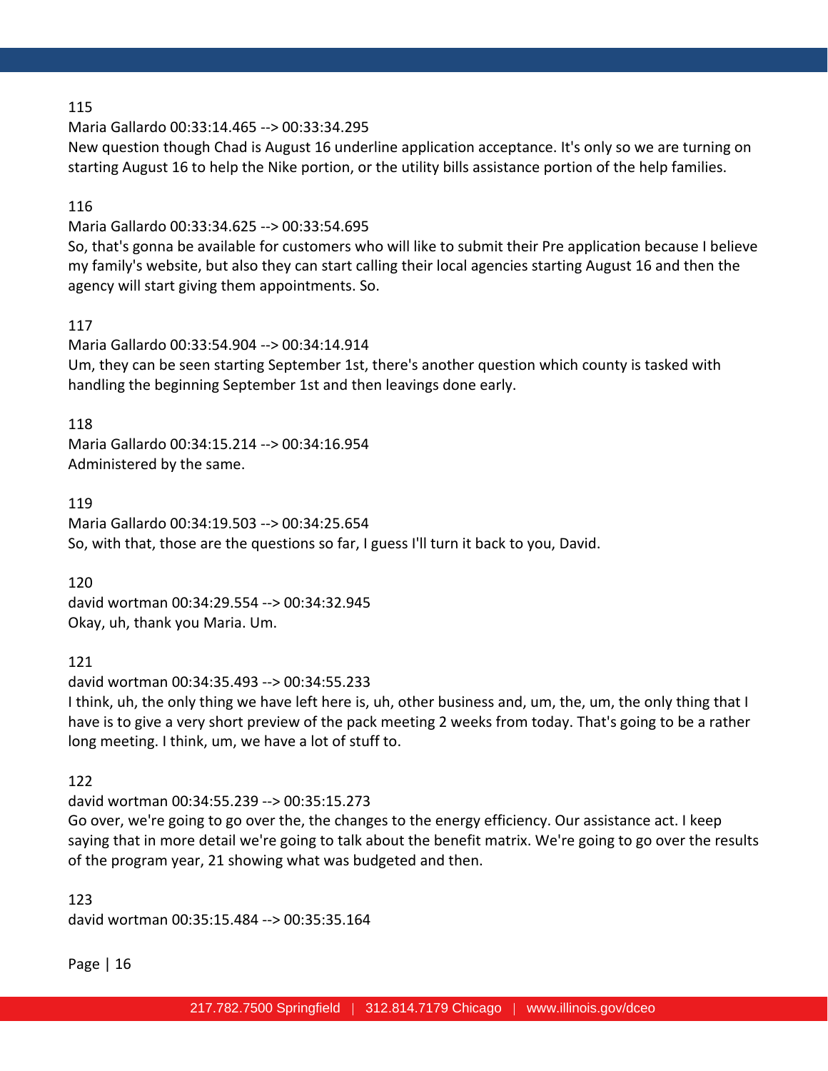115

Maria Gallardo 00:33:14.465 --> 00:33:34.295

New question though Chad is August 16 underline application acceptance. It's only so we are turning on starting August 16 to help the Nike portion, or the utility bills assistance portion of the help families.

116

Maria Gallardo 00:33:34.625 --> 00:33:54.695

So, that's gonna be available for customers who will like to submit their Pre application because I believe my family's website, but also they can start calling their local agencies starting August 16 and then the agency will start giving them appointments. So.

117

Maria Gallardo 00:33:54.904 --> 00:34:14.914

Um, they can be seen starting September 1st, there's another question which county is tasked with handling the beginning September 1st and then leavings done early.

118

Maria Gallardo 00:34:15.214 --> 00:34:16.954

Administered by the same.

119

Maria Gallardo 00:34:19.503 --> 00:34:25.654

So, with that, those are the questions so far, I guess I'll turn it back to you, David.

120

david wortman 00:34:29.554 --> 00:34:32.945

Okay, uh, thank you Maria. Um.

121

david wortman 00:34:35.493 --> 00:34:55.233

I think, uh, the only thing we have left here is, uh, other business and, um, the, um, the only thing that I have is to give a very short preview of the pack meeting 2 weeks from today. That's going to be a rather long meeting. I think, um, we have a lot of stuff to.

122

david wortman 00:34:55.239 --> 00:35:15.273

Go over, we're going to go over the, the changes to the energy efficiency. Our assistance act. I keep saying that in more detail we're going to talk about the benefit matrix. We're going to go over the results of the program year, 21 showing what was budgeted and then.

123

david wortman 00:35:15.484 --> 00:35:35.164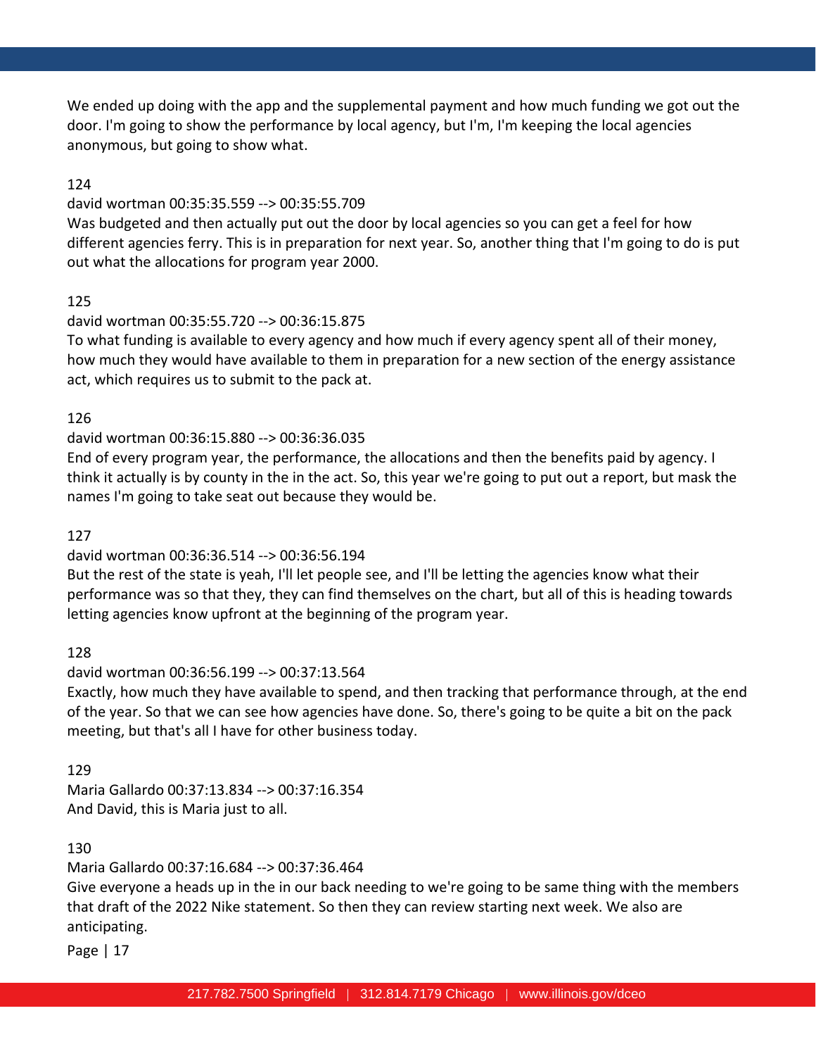We ended up doing with the app and the supplemental payment and how much funding we got out the door. I'm going to show the performance by local agency, but I'm, I'm keeping the local agencies anonymous, but going to show what.

124

david wortman 00:35:35.559 --> 00:35:55.709

Was budgeted and then actually put out the door by local agencies so you can get a feel for how different agencies ferry. This is in preparation for next year. So, another thing that I'm going to do is put out what the allocations for program year 2000.

125

david wortman 00:35:55.720 --> 00:36:15.875

To what funding is available to every agency and how much if every agency spent all of their money, how much they would have available to them in preparation for a new section of the energy assistance act, which requires us to submit to the pack at.

126

david wortman 00:36:15.880 --> 00:36:36.035

End of every program year, the performance, the allocations and then the benefits paid by agency. I think it actually is by county in the in the act. So, this year we're going to put out a report, but mask the names I'm going to take seat out because they would be.

127

david wortman 00:36:36.514 --> 00:36:56.194

But the rest of the state is yeah, I'll let people see, and I'll be letting the agencies know what their performance was so that they, they can find themselves on the chart, but all of this is heading towards letting agencies know upfront at the beginning of the program year.

128

david wortman 00:36:56.199 --> 00:37:13.564

Exactly, how much they have available to spend, and then tracking that performance through, at the end of the year. So that we can see how agencies have done. So, there's going to be quite a bit on the pack meeting, but that's all I have for other business today.

129

Maria Gallardo 00:37:13.834 --> 00:37:16.354

And David, this is Maria just to all.

130

Maria Gallardo 00:37:16.684 --> 00:37:36.464

Give everyone a heads up in the in our back needing to we're going to be same thing with the members that draft of the 2022 Nike statement. So then they can review starting next week. We also are anticipating.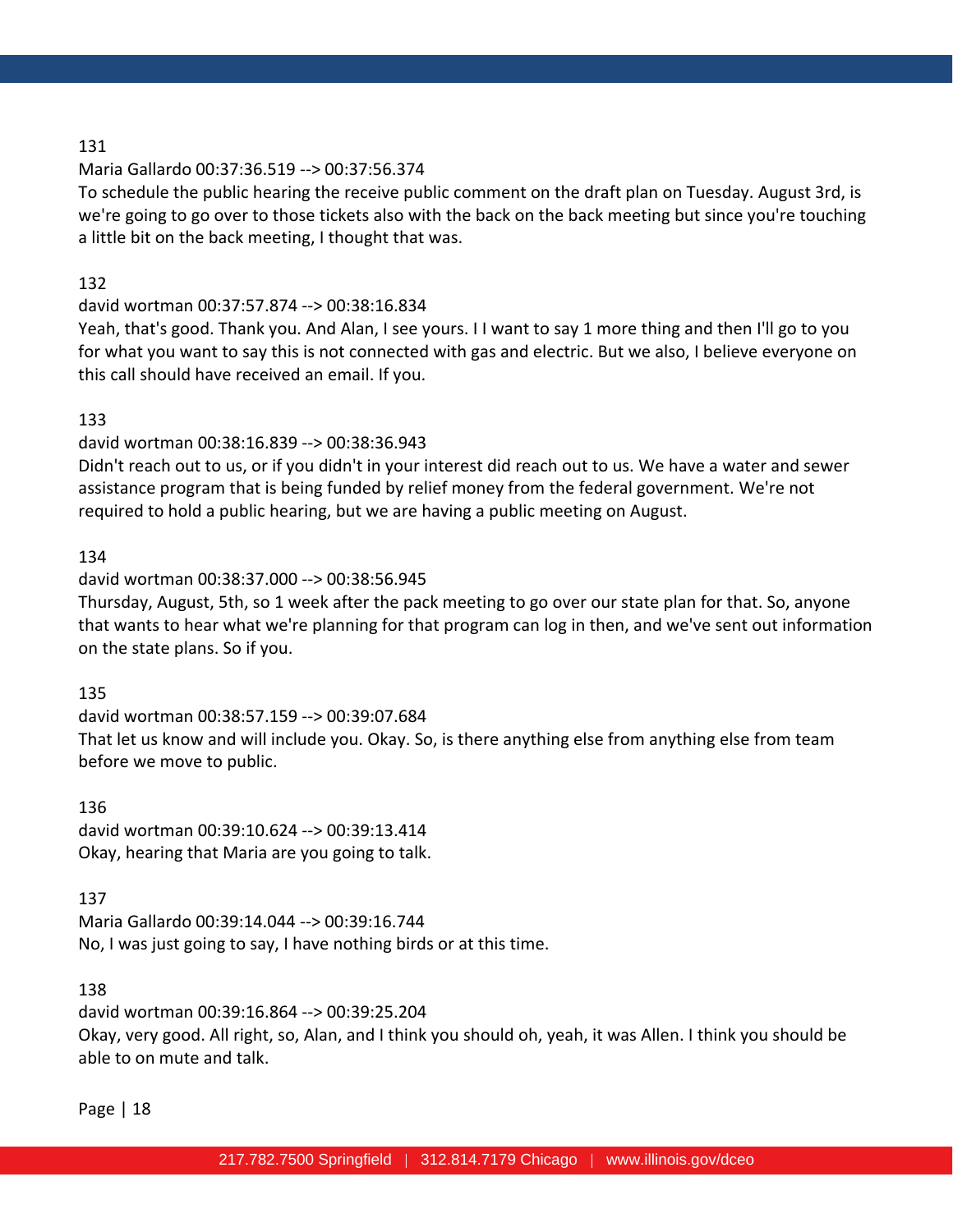131

Maria Gallardo 00:37:36.519 --> 00:37:56.374

To schedule the public hearing the receive public comment on the draft plan on Tuesday. August 3rd, is we're going to go over to those tickets also with the back on the back meeting but since you're touching a little bit on the back meeting, I thought that was.

132

david wortman 00:37:57.874 --> 00:38:16.834

Yeah, that's good. Thank you. And Alan, I see yours. I I want to say 1 more thing and then I'll go to you for what you want to say this is not connected with gas and electric. But we also, I believe everyone on this call should have received an email. If you.

133

david wortman 00:38:16.839 --> 00:38:36.943

Didn't reach out to us, or if you didn't in your interest did reach out to us. We have a water and sewer assistance program that is being funded by relief money from the federal government. We're not required to hold a public hearing, but we are having a public meeting on August.

134

david wortman 00:38:37.000 --> 00:38:56.945

Thursday, August, 5th, so 1 week after the pack meeting to go over our state plan for that. So, anyone that wants to hear what we're planning for that program can log in then, and we've sent out information on the state plans. So if you.

135

david wortman 00:38:57.159 --> 00:39:07.684

That let us know and will include you. Okay. So, is there anything else from anything else from team before we move to public.

136

david wortman 00:39:10.624 --> 00:39:13.414

Okay, hearing that Maria are you going to talk.

137

Maria Gallardo 00:39:14.044 --> 00:39:16.744

No, I was just going to say, I have nothing birds or at this time.

138

david wortman 00:39:16.864 --> 00:39:25.204

Okay, very good. All right, so, Alan, and I think you should oh, yeah, it was Allen. I think you should be able to on mute and talk.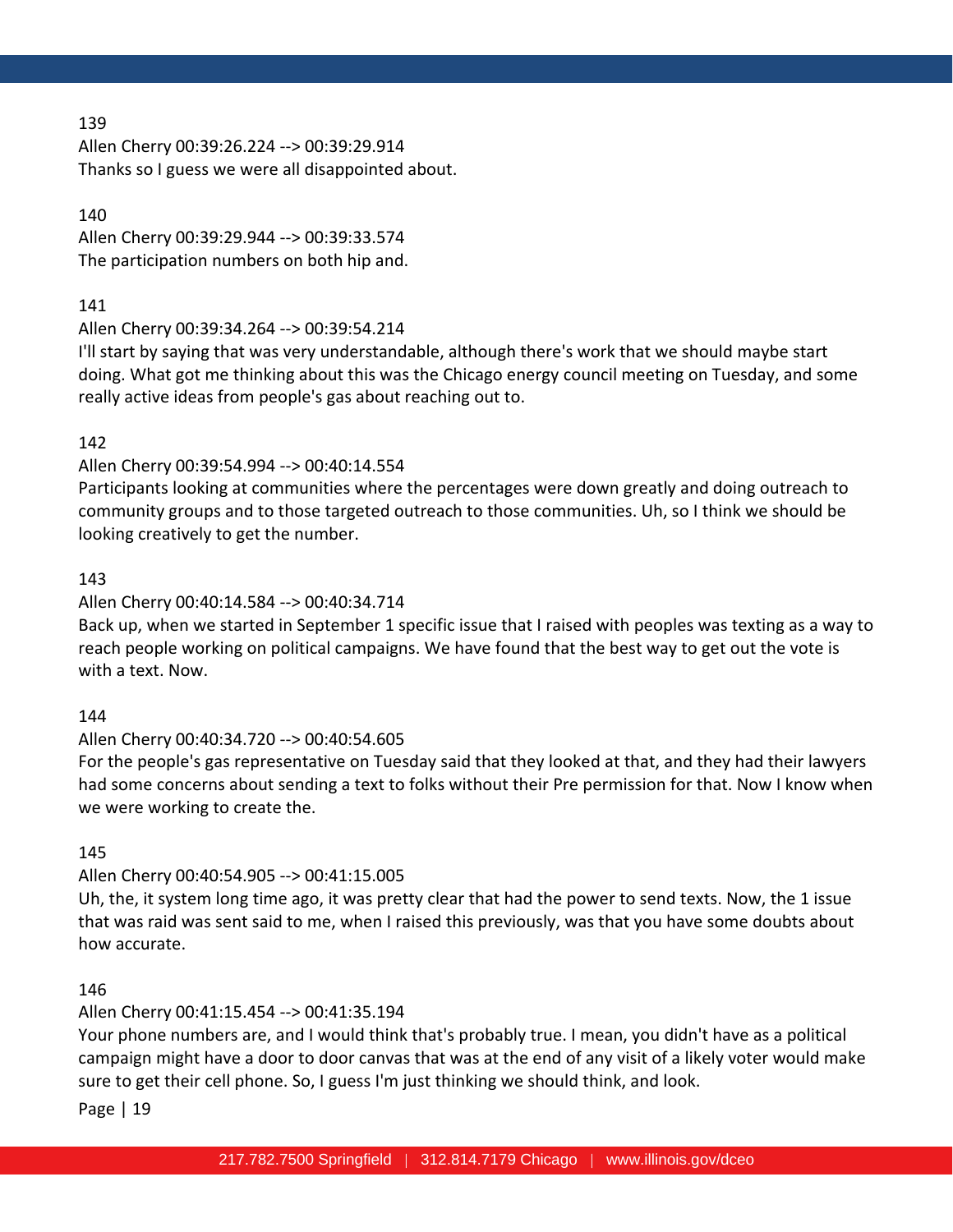139
Allen Cherry 00:39:26.224 --> 00:39:29.914
Thanks so I guess we were all disappointed about.

140
Allen Cherry 00:39:29.944 --> 00:39:33.574
The participation numbers on both hip and.

141
Allen Cherry 00:39:34.264 --> 00:39:54.214
I'll start by saying that was very understandable, although there's work that we should maybe start doing. What got me thinking about this was the Chicago energy council meeting on Tuesday, and some really active ideas from people's gas about reaching out to.

142
Allen Cherry 00:39:54.994 --> 00:40:14.554
Participants looking at communities where the percentages were down greatly and doing outreach to community groups and to those targeted outreach to those communities. Uh, so I think we should be looking creatively to get the number.

143
Allen Cherry 00:40:14.584 --> 00:40:34.714
Back up, when we started in September 1 specific issue that I raised with peoples was texting as a way to reach people working on political campaigns. We have found that the best way to get out the vote is with a text. Now.

144
Allen Cherry 00:40:34.720 --> 00:40:54.605
For the people's gas representative on Tuesday said that they looked at that, and they had their lawyers had some concerns about sending a text to folks without their Pre permission for that. Now I know when we were working to create the.

145
Allen Cherry 00:40:54.905 --> 00:41:15.005
Uh, the, it system long time ago, it was pretty clear that had the power to send texts. Now, the 1 issue that was raid was sent said to me, when I raised this previously, was that you have some doubts about how accurate.

146
Allen Cherry 00:41:15.454 --> 00:41:35.194
Your phone numbers are, and I would think that's probably true. I mean, you didn't have as a political campaign might have a door to door canvas that was at the end of any visit of a likely voter would make sure to get their cell phone. So, I guess I'm just thinking we should think, and look.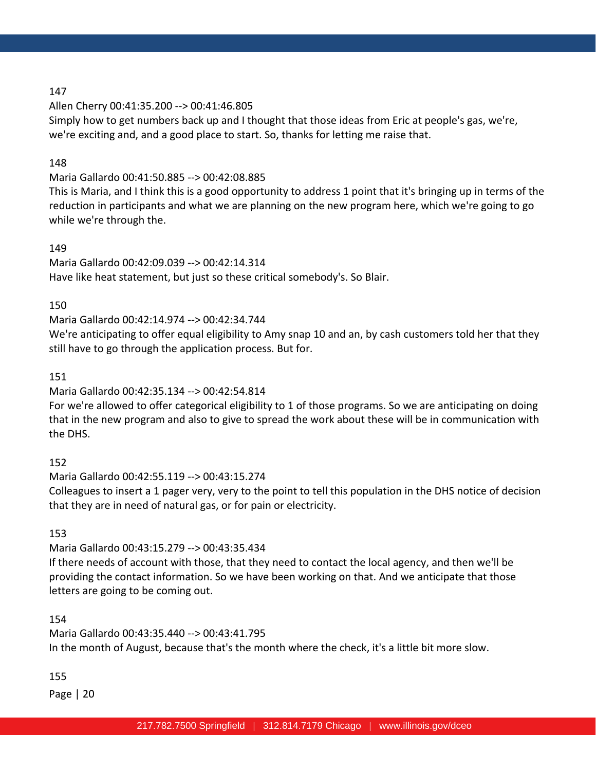147

Allen Cherry 00:41:35.200 --> 00:41:46.805

Simply how to get numbers back up and I thought that those ideas from Eric at people's gas, we're, we're exciting and, and a good place to start. So, thanks for letting me raise that.

148

Maria Gallardo 00:41:50.885 --> 00:42:08.885

This is Maria, and I think this is a good opportunity to address 1 point that it's bringing up in terms of the reduction in participants and what we are planning on the new program here, which we're going to go while we're through the.

149

Maria Gallardo 00:42:09.039 --> 00:42:14.314

Have like heat statement, but just so these critical somebody's. So Blair.

150

Maria Gallardo 00:42:14.974 --> 00:42:34.744

We're anticipating to offer equal eligibility to Amy snap 10 and an, by cash customers told her that they still have to go through the application process. But for.

151

Maria Gallardo 00:42:35.134 --> 00:42:54.814

For we're allowed to offer categorical eligibility to 1 of those programs. So we are anticipating on doing that in the new program and also to give to spread the work about these will be in communication with the DHS.

152

Maria Gallardo 00:42:55.119 --> 00:43:15.274

Colleagues to insert a 1 pager very, very to the point to tell this population in the DHS notice of decision that they are in need of natural gas, or for pain or electricity.

153

Maria Gallardo 00:43:15.279 --> 00:43:35.434

If there needs of account with those, that they need to contact the local agency, and then we'll be providing the contact information. So we have been working on that. And we anticipate that those letters are going to be coming out.

154

Maria Gallardo 00:43:35.440 --> 00:43:41.795

In the month of August, because that's the month where the check, it's a little bit more slow.

155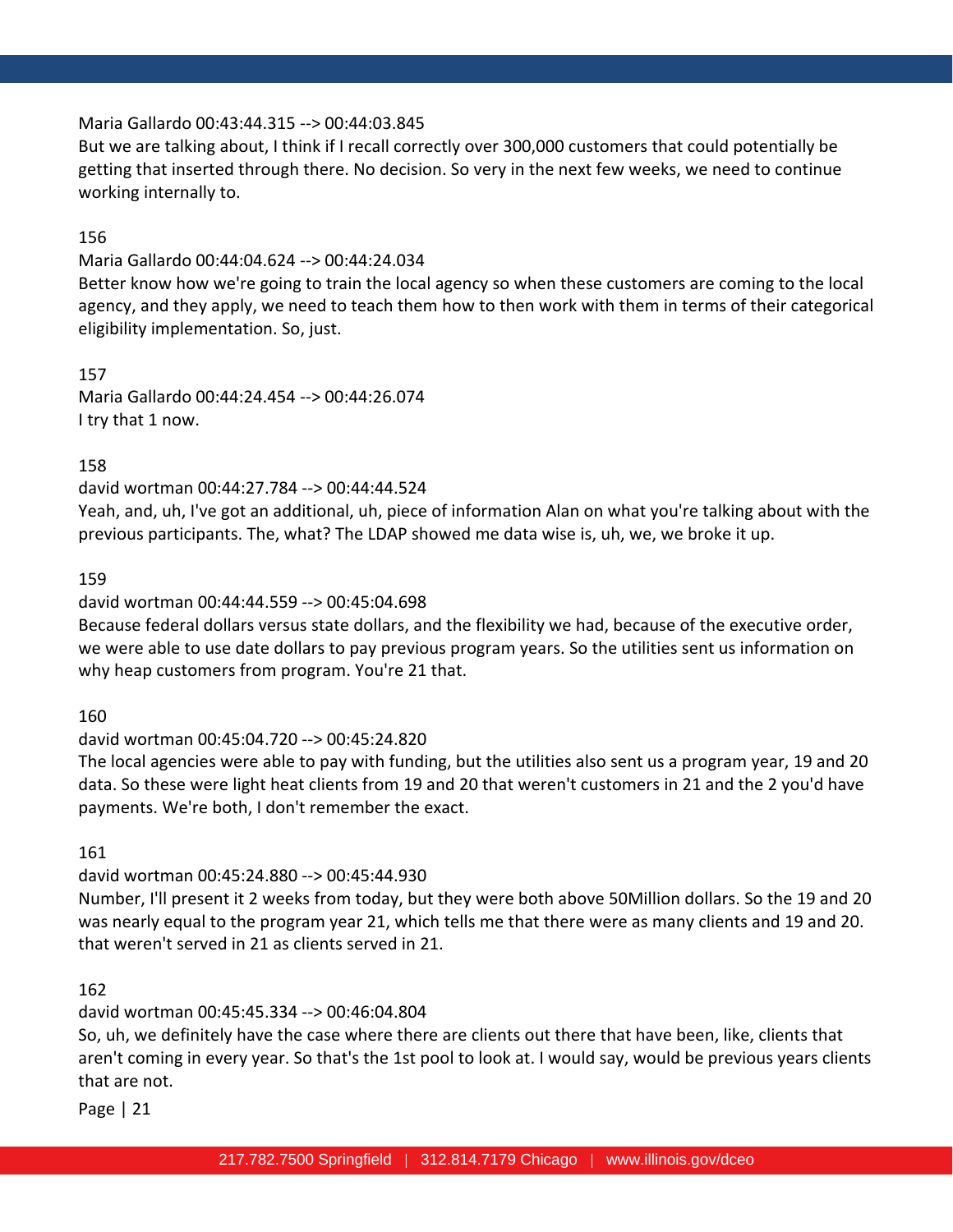Maria Gallardo 00:43:44.315 --> 00:44:03.845
But we are talking about, I think if I recall correctly over 300,000 customers that could potentially be getting that inserted through there. No decision. So very in the next few weeks, we need to continue working internally to.

156

Maria Gallardo 00:44:04.624 --> 00:44:24.034
Better know how we're going to train the local agency so when these customers are coming to the local agency, and they apply, we need to teach them how to then work with them in terms of their categorical eligibility implementation. So, just.

157

Maria Gallardo 00:44:24.454 --> 00:44:26.074
I try that 1 now.

158

david wortman 00:44:27.784 --> 00:44:44.524
Yeah, and, uh, I've got an additional, uh, piece of information Alan on what you're talking about with the previous participants. The, what? The LDAP showed me data wise is, uh, we, we broke it up.

159

david wortman 00:44:44.559 --> 00:45:04.698
Because federal dollars versus state dollars, and the flexibility we had, because of the executive order, we were able to use date dollars to pay previous program years. So the utilities sent us information on why heap customers from program. You're 21 that.

160

david wortman 00:45:04.720 --> 00:45:24.820
The local agencies were able to pay with funding, but the utilities also sent us a program year, 19 and 20 data. So these were light heat clients from 19 and 20 that weren't customers in 21 and the 2 you'd have payments. We're both, I don't remember the exact.

161

david wortman 00:45:24.880 --> 00:45:44.930
Number, I'll present it 2 weeks from today, but they were both above 50Million dollars. So the 19 and 20 was nearly equal to the program year 21, which tells me that there were as many clients and 19 and 20. that weren't served in 21 as clients served in 21.

162

david wortman 00:45:45.334 --> 00:46:04.804
So, uh, we definitely have the case where there are clients out there that have been, like, clients that aren't coming in every year. So that's the 1st pool to look at. I would say, would be previous years clients that are not.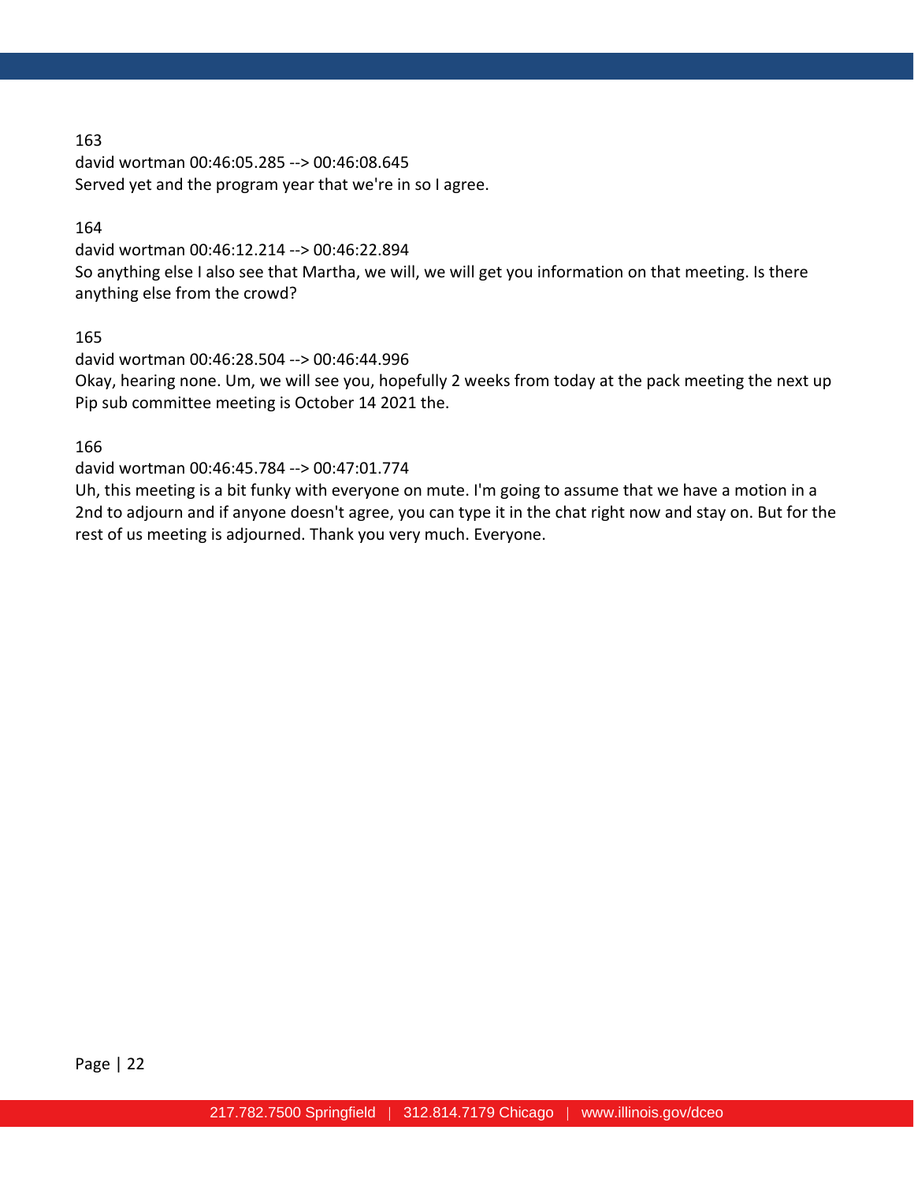163

david wortman 00:46:05.285 --> 00:46:08.645

Served yet and the program year that we're in so I agree.

164

david wortman 00:46:12.214 --> 00:46:22.894

So anything else I also see that Martha, we will, we will get you information on that meeting. Is there anything else from the crowd?

165

david wortman 00:46:28.504 --> 00:46:44.996

Okay, hearing none. Um, we will see you, hopefully 2 weeks from today at the pack meeting the next up Pip sub committee meeting is October 14 2021 the.

166

david wortman 00:46:45.784 --> 00:47:01.774

Uh, this meeting is a bit funky with everyone on mute. I'm going to assume that we have a motion in a 2nd to adjourn and if anyone doesn't agree, you can type it in the chat right now and stay on. But for the rest of us meeting is adjourned. Thank you very much. Everyone.